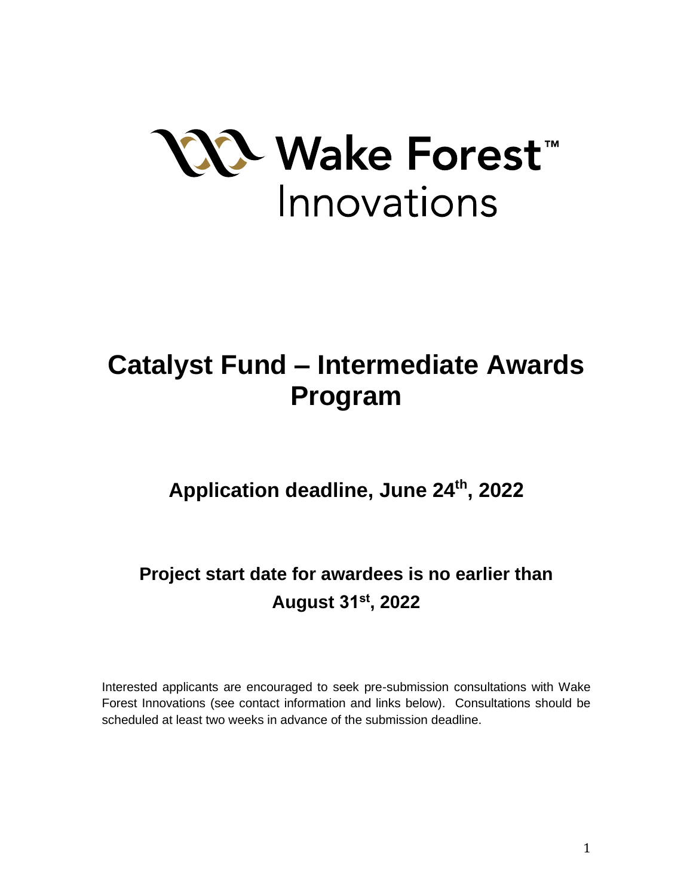Wake Forest™ Innovations

# Catalyst Fund – Intermediate Awards Program

## Application deadline, June 24th, 2022

## Project start date for awardees is no earlier than August 31st, 2022

Interested applicants are encouraged to seek pre-submission consultations with Wake Forest Innovations (see contact information and links below). Consultations should be scheduled at least two weeks in advance of the submission deadline.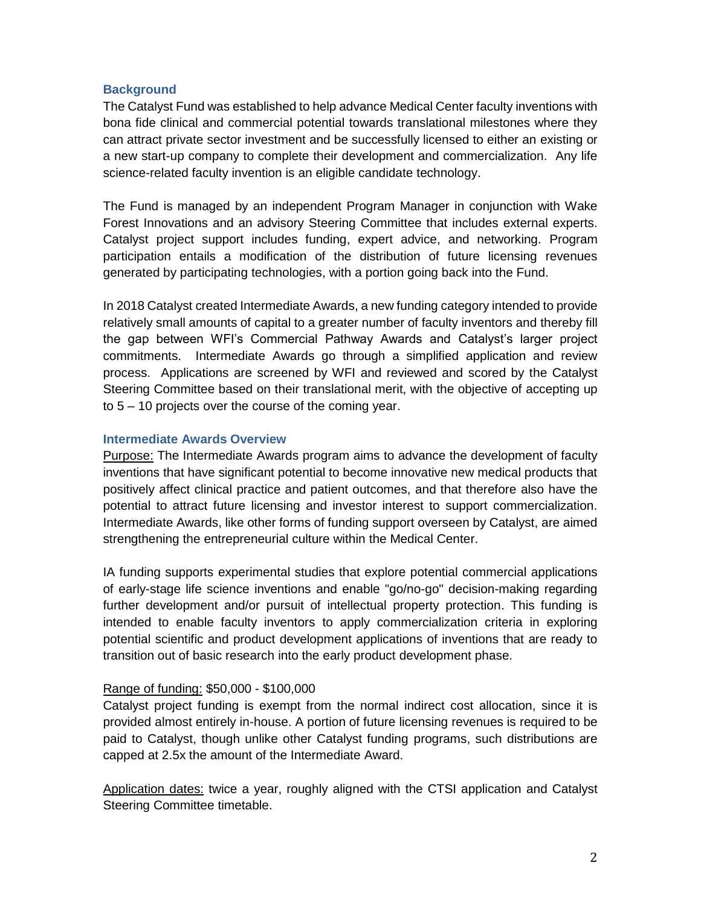## Background

The Catalyst Fund was established to help advance Medical Center faculty inventions with bona fide clinical and commercial potential towards translational milestones where they can attract private sector investment and be successfully licensed to either an existing or a new start-up company to complete their development and commercialization. Any life science-related faculty invention is an eligible candidate technology.

The Fund is managed by an independent Program Manager in conjunction with Wake Forest Innovations and an advisory Steering Committee that includes external experts. Catalyst project support includes funding, expert advice, and networking. Program participation entails a modification of the distribution of future licensing revenues generated by participating technologies, with a portion going back into the Fund.

In 2018 Catalyst created Intermediate Awards, a new funding category intended to provide relatively small amounts of capital to a greater number of faculty inventors and thereby fill the gap between WFI's Commercial Pathway Awards and Catalyst's larger project commitments. Intermediate Awards go through a simplified application and review process. Applications are screened by WFI and reviewed and scored by the Catalyst Steering Committee based on their translational merit, with the objective of accepting up to 5 – 10 projects over the course of the coming year.

## Intermediate Awards Overview

Purpose: The Intermediate Awards program aims to advance the development of faculty inventions that have significant potential to become innovative new medical products that positively affect clinical practice and patient outcomes, and that therefore also have the potential to attract future licensing and investor interest to support commercialization. Intermediate Awards, like other forms of funding support overseen by Catalyst, are aimed strengthening the entrepreneurial culture within the Medical Center.

IA funding supports experimental studies that explore potential commercial applications of early-stage life science inventions and enable "go/no-go" decision-making regarding further development and/or pursuit of intellectual property protection. This funding is intended to enable faculty inventors to apply commercialization criteria in exploring potential scientific and product development applications of inventions that are ready to transition out of basic research into the early product development phase.

Range of funding: $50,000 - $100,000

Catalyst project funding is exempt from the normal indirect cost allocation, since it is provided almost entirely in-house. A portion of future licensing revenues is required to be paid to Catalyst, though unlike other Catalyst funding programs, such distributions are capped at 2.5x the amount of the Intermediate Award.

Application dates: twice a year, roughly aligned with the CTSI application and Catalyst Steering Committee timetable.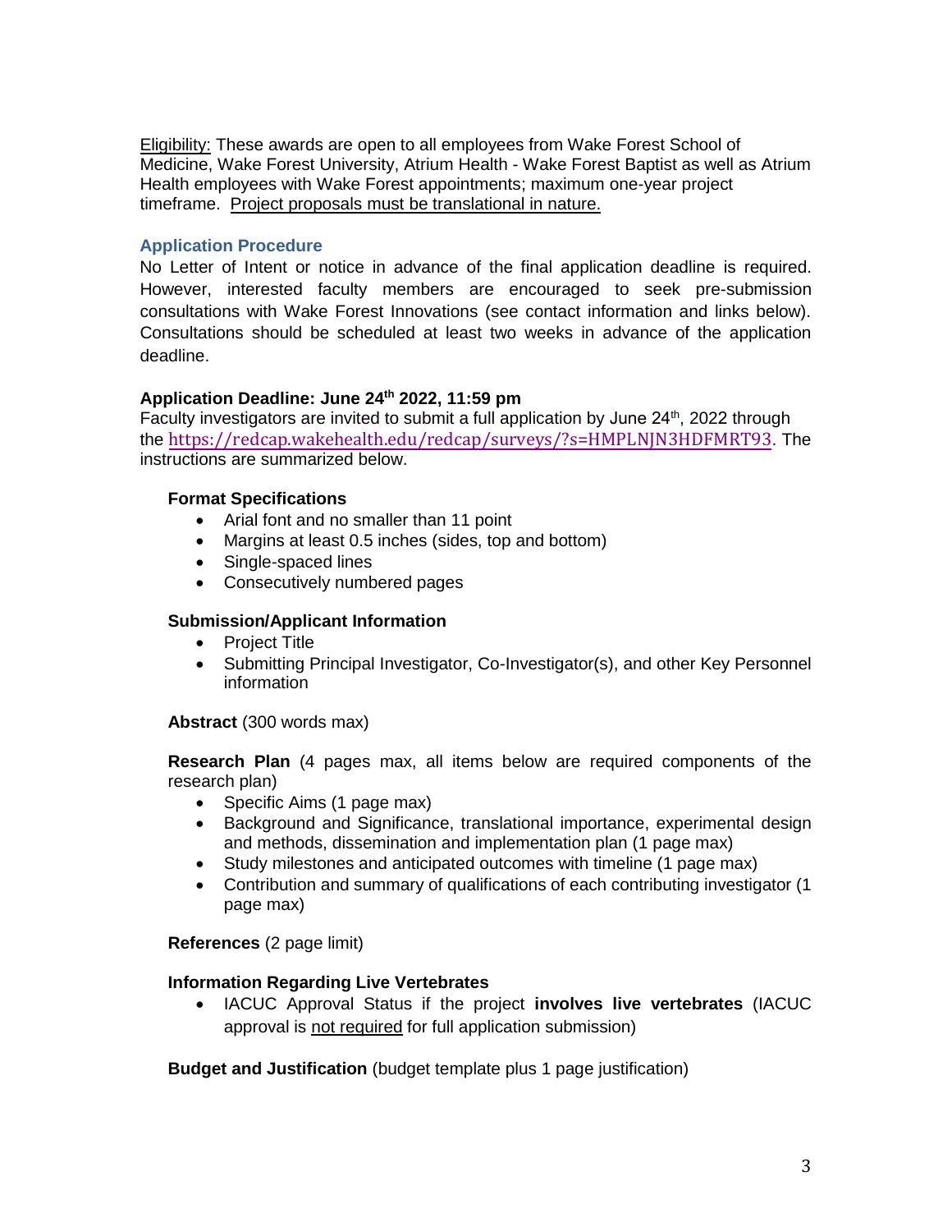Eligibility: These awards are open to all employees from Wake Forest School of Medicine, Wake Forest University, Atrium Health - Wake Forest Baptist as well as Atrium Health employees with Wake Forest appointments; maximum one-year project timeframe. Project proposals must be translational in nature.

## Application Procedure

No Letter of Intent or notice in advance of the final application deadline is required. However, interested faculty members are encouraged to seek pre-submission consultations with Wake Forest Innovations (see contact information and links below). Consultations should be scheduled at least two weeks in advance of the application deadline.

**Application Deadline: June 24th 2022, 11:59 pm**

Faculty investigators are invited to submit a full application by June 24th, 2022 through the https://redcap.wakehealth.edu/redcap/surveys/?s=HMPLNJN3HDFMRT93. The instructions are summarized below.

### Format Specifications

- Arial font and no smaller than 11 point
- Margins at least 0.5 inches (sides, top and bottom)
- Single-spaced lines
- Consecutively numbered pages

### Submission/Applicant Information

- Project Title
- Submitting Principal Investigator, Co-Investigator(s), and other Key Personnel information

**Abstract** (300 words max)

**Research Plan** (4 pages max, all items below are required components of the research plan)

- Specific Aims (1 page max)
- Background and Significance, translational importance, experimental design and methods, dissemination and implementation plan (1 page max)
- Study milestones and anticipated outcomes with timeline (1 page max)
- Contribution and summary of qualifications of each contributing investigator (1 page max)

**References** (2 page limit)

### Information Regarding Live Vertebrates

- IACUC Approval Status if the project **involves live vertebrates** (IACUC approval is not required for full application submission)

**Budget and Justification** (budget template plus 1 page justification)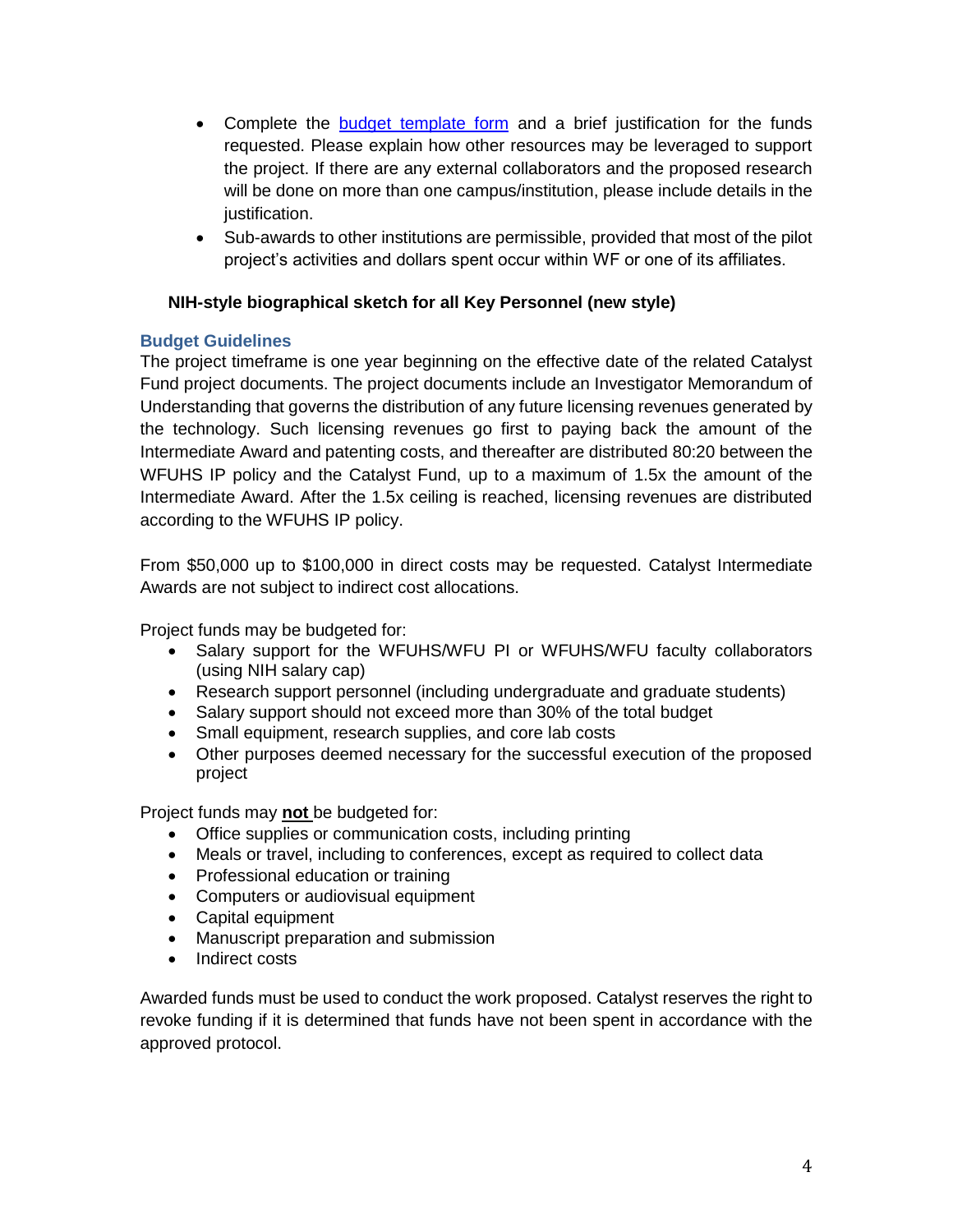- Complete the budget template form and a brief justification for the funds requested. Please explain how other resources may be leveraged to support the project. If there are any external collaborators and the proposed research will be done on more than one campus/institution, please include details in the justification.
- Sub-awards to other institutions are permissible, provided that most of the pilot project's activities and dollars spent occur within WF or one of its affiliates.

**NIH-style biographical sketch for all Key Personnel (new style)**

### Budget Guidelines

The project timeframe is one year beginning on the effective date of the related Catalyst Fund project documents. The project documents include an Investigator Memorandum of Understanding that governs the distribution of any future licensing revenues generated by the technology. Such licensing revenues go first to paying back the amount of the Intermediate Award and patenting costs, and thereafter are distributed 80:20 between the WFUHS IP policy and the Catalyst Fund, up to a maximum of 1.5x the amount of the Intermediate Award. After the 1.5x ceiling is reached, licensing revenues are distributed according to the WFUHS IP policy.

From $50,000 up to $100,000 in direct costs may be requested. Catalyst Intermediate Awards are not subject to indirect cost allocations.

Project funds may be budgeted for:

- Salary support for the WFUHS/WFU PI or WFUHS/WFU faculty collaborators (using NIH salary cap)
- Research support personnel (including undergraduate and graduate students)
- Salary support should not exceed more than 30% of the total budget
- Small equipment, research supplies, and core lab costs
- Other purposes deemed necessary for the successful execution of the proposed project

Project funds may **not** be budgeted for:

- Office supplies or communication costs, including printing
- Meals or travel, including to conferences, except as required to collect data
- Professional education or training
- Computers or audiovisual equipment
- Capital equipment
- Manuscript preparation and submission
- Indirect costs

Awarded funds must be used to conduct the work proposed. Catalyst reserves the right to revoke funding if it is determined that funds have not been spent in accordance with the approved protocol.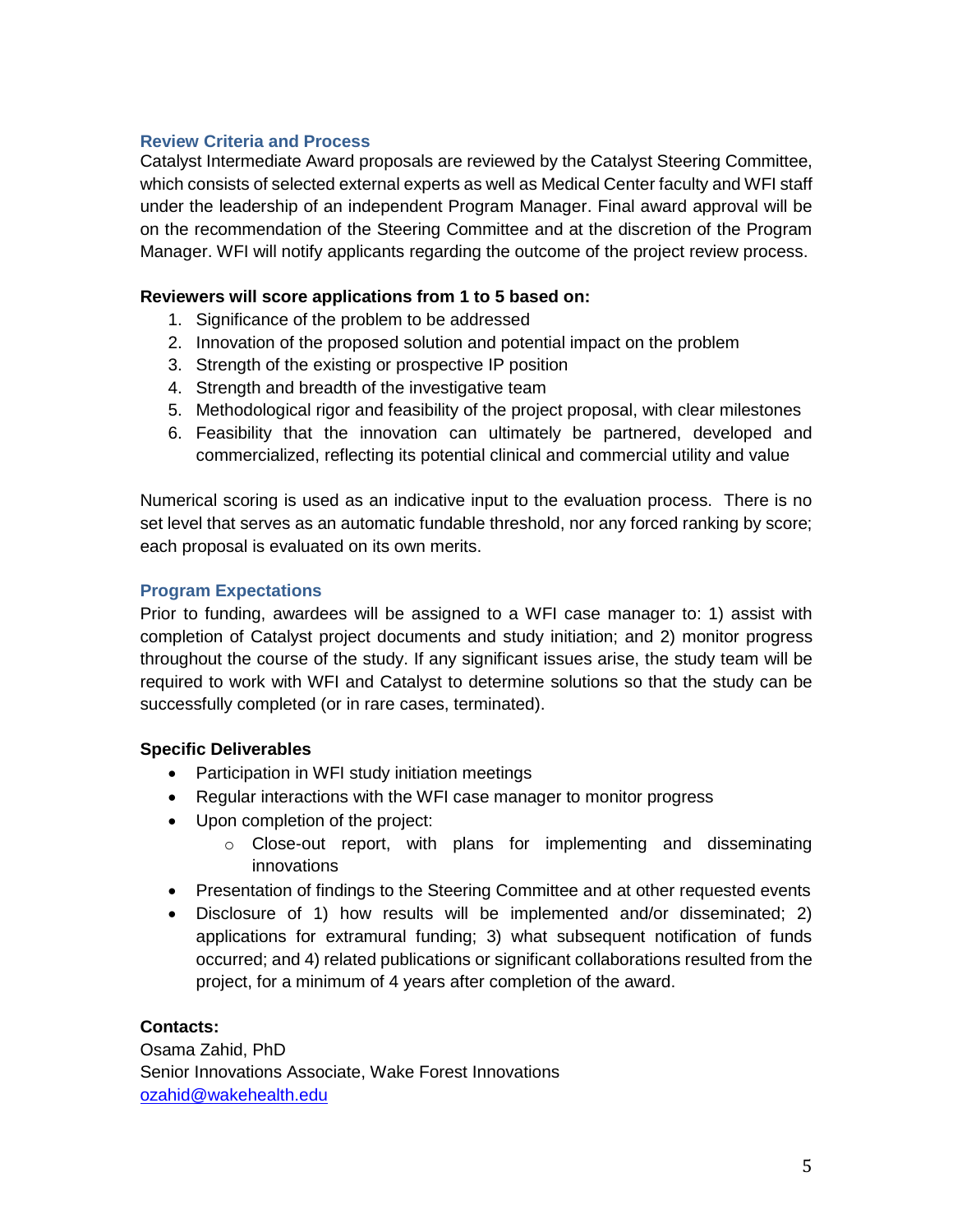## Review Criteria and Process

Catalyst Intermediate Award proposals are reviewed by the Catalyst Steering Committee, which consists of selected external experts as well as Medical Center faculty and WFI staff under the leadership of an independent Program Manager. Final award approval will be on the recommendation of the Steering Committee and at the discretion of the Program Manager. WFI will notify applicants regarding the outcome of the project review process.

**Reviewers will score applications from 1 to 5 based on:**

1. Significance of the problem to be addressed
2. Innovation of the proposed solution and potential impact on the problem
3. Strength of the existing or prospective IP position
4. Strength and breadth of the investigative team
5. Methodological rigor and feasibility of the project proposal, with clear milestones
6. Feasibility that the innovation can ultimately be partnered, developed and commercialized, reflecting its potential clinical and commercial utility and value

Numerical scoring is used as an indicative input to the evaluation process. There is no set level that serves as an automatic fundable threshold, nor any forced ranking by score; each proposal is evaluated on its own merits.

## Program Expectations

Prior to funding, awardees will be assigned to a WFI case manager to: 1) assist with completion of Catalyst project documents and study initiation; and 2) monitor progress throughout the course of the study. If any significant issues arise, the study team will be required to work with WFI and Catalyst to determine solutions so that the study can be successfully completed (or in rare cases, terminated).

**Specific Deliverables**

- Participation in WFI study initiation meetings
- Regular interactions with the WFI case manager to monitor progress
- Upon completion of the project:
  - Close-out report, with plans for implementing and disseminating innovations
- Presentation of findings to the Steering Committee and at other requested events
- Disclosure of 1) how results will be implemented and/or disseminated; 2) applications for extramural funding; 3) what subsequent notification of funds occurred; and 4) related publications or significant collaborations resulted from the project, for a minimum of 4 years after completion of the award.

**Contacts:**

Osama Zahid, PhD
Senior Innovations Associate, Wake Forest Innovations
[ozahid@wakehealth.edu](mailto:ozahid@wakehealth.edu)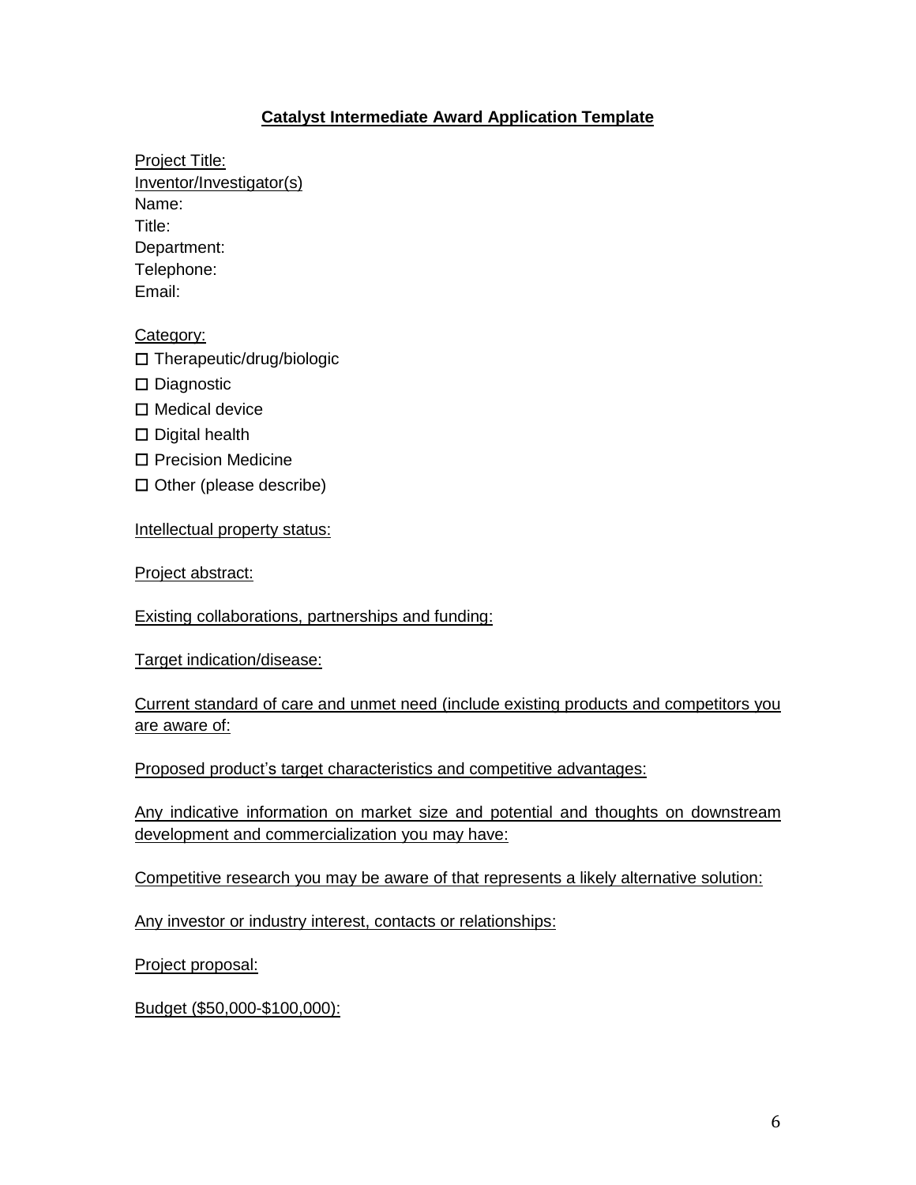**Catalyst Intermediate Award Application Template**

Project Title:
Inventor/Investigator(s)
Name:
Title:
Department:
Telephone:
Email:

Category:

- ☐ Therapeutic/drug/biologic
- ☐ Diagnostic
- ☐ Medical device
- ☐ Digital health
- ☐ Precision Medicine
- ☐ Other (please describe)

Intellectual property status:

Project abstract:

Existing collaborations, partnerships and funding:

Target indication/disease:

Current standard of care and unmet need (include existing products and competitors you are aware of:

Proposed product's target characteristics and competitive advantages:

Any indicative information on market size and potential and thoughts on downstream development and commercialization you may have:

Competitive research you may be aware of that represents a likely alternative solution:

Any investor or industry interest, contacts or relationships:

Project proposal:

Budget ($50,000-$100,000):